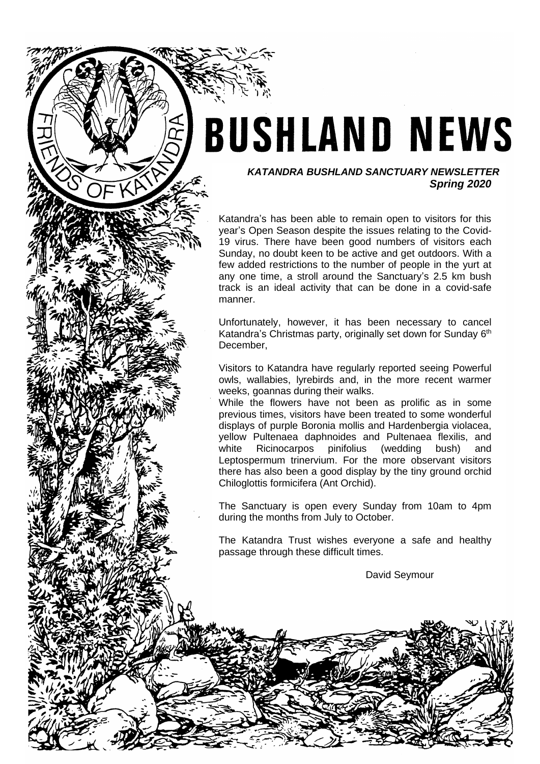# BUSHLAND NEWS

***KATANDRA BUSHLAND SANCTUARY NEWSLETTER***
***Spring 2020***

Katandra's has been able to remain open to visitors for this year's Open Season despite the issues relating to the Covid-19 virus. There have been good numbers of visitors each Sunday, no doubt keen to be active and get outdoors. With a few added restrictions to the number of people in the yurt at any one time, a stroll around the Sanctuary's 2.5 km bush track is an ideal activity that can be done in a covid-safe manner.

Unfortunately, however, it has been necessary to cancel Katandra's Christmas party, originally set down for Sunday 6th December,

Visitors to Katandra have regularly reported seeing Powerful owls, wallabies, lyrebirds and, in the more recent warmer weeks, goannas during their walks.

While the flowers have not been as prolific as in some previous times, visitors have been treated to some wonderful displays of purple Boronia mollis and Hardenbergia violacea, yellow Pultenaea daphnoides and Pultenaea flexilis, and white Ricinocarpos pinifolius (wedding bush) and Leptospermum trinervium. For the more observant visitors there has also been a good display by the tiny ground orchid Chiloglottis formicifera (Ant Orchid).

The Sanctuary is open every Sunday from 10am to 4pm during the months from July to October.

The Katandra Trust wishes everyone a safe and healthy passage through these difficult times.

David Seymour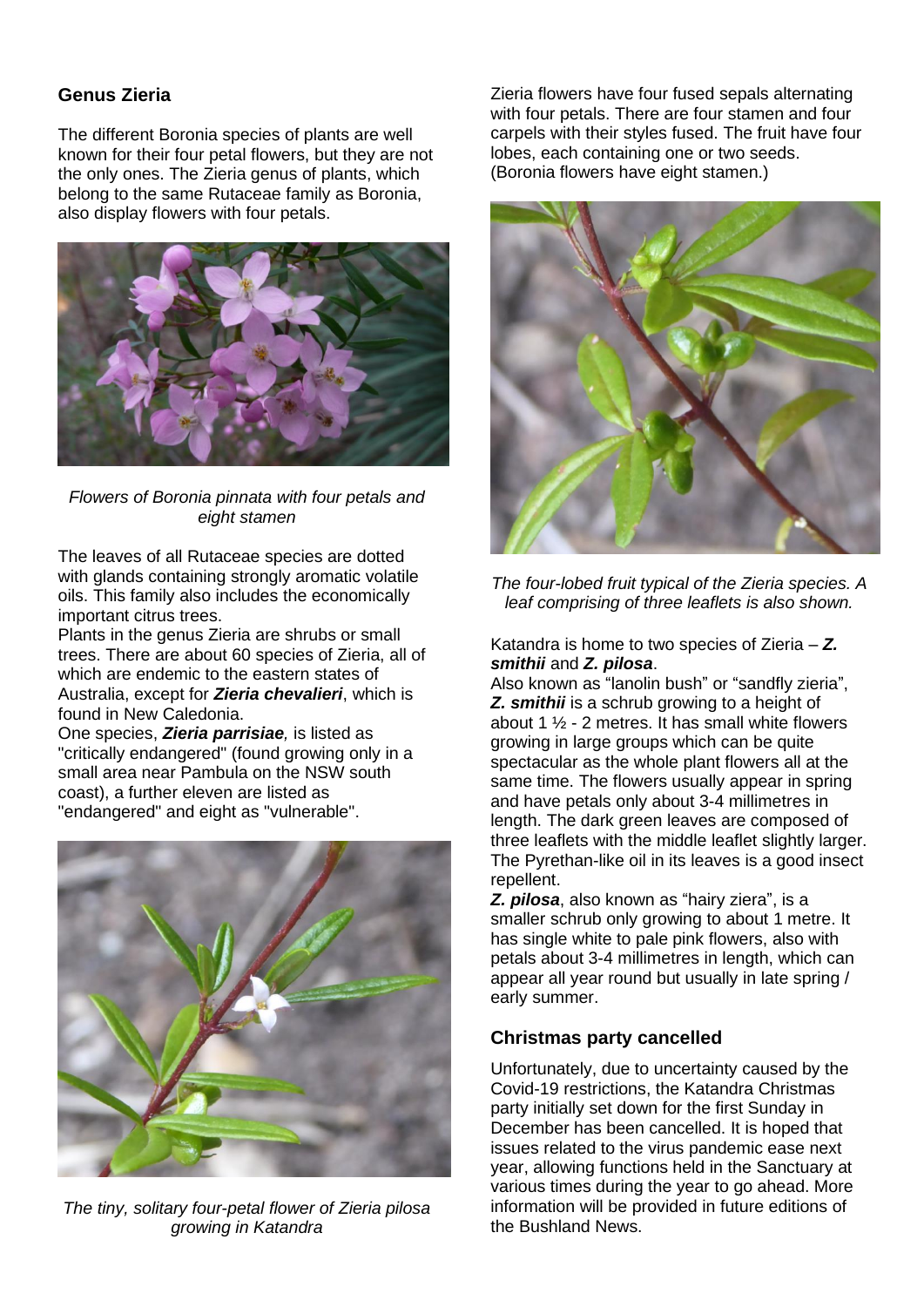## Genus Zieria

The different Boronia species of plants are well known for their four petal flowers, but they are not the only ones. The Zieria genus of plants, which belong to the same Rutaceae family as Boronia, also display flowers with four petals.

*Flowers of Boronia pinnata with four petals and eight stamen*

The leaves of all Rutaceae species are dotted with glands containing strongly aromatic volatile oils. This family also includes the economically important citrus trees.

Plants in the genus Zieria are shrubs or small trees. There are about 60 species of Zieria, all of which are endemic to the eastern states of Australia, except for ***Zieria chevalieri***, which is found in New Caledonia.

One species, ***Zieria parrisiae***, is listed as "critically endangered" (found growing only in a small area near Pambula on the NSW south coast), a further eleven are listed as "endangered" and eight as "vulnerable".

*The tiny, solitary four-petal flower of Zieria pilosa growing in Katandra*

Zieria flowers have four fused sepals alternating with four petals. There are four stamen and four carpels with their styles fused. The fruit have four lobes, each containing one or two seeds. (Boronia flowers have eight stamen.)

*The four-lobed fruit typical of the Zieria species. A leaf comprising of three leaflets is also shown.*

Katandra is home to two species of Zieria – ***Z. smithii*** and ***Z. pilosa***.

Also known as "lanolin bush" or "sandfly zieria", ***Z. smithii*** is a schrub growing to a height of about 1 ½ - 2 metres. It has small white flowers growing in large groups which can be quite spectacular as the whole plant flowers all at the same time. The flowers usually appear in spring and have petals only about 3-4 millimetres in length. The dark green leaves are composed of three leaflets with the middle leaflet slightly larger. The Pyrethan-like oil in its leaves is a good insect repellent.

***Z. pilosa***, also known as "hairy ziera", is a smaller schrub only growing to about 1 metre. It has single white to pale pink flowers, also with petals about 3-4 millimetres in length, which can appear all year round but usually in late spring / early summer.

## Christmas party cancelled

Unfortunately, due to uncertainty caused by the Covid-19 restrictions, the Katandra Christmas party initially set down for the first Sunday in December has been cancelled. It is hoped that issues related to the virus pandemic ease next year, allowing functions held in the Sanctuary at various times during the year to go ahead. More information will be provided in future editions of the Bushland News.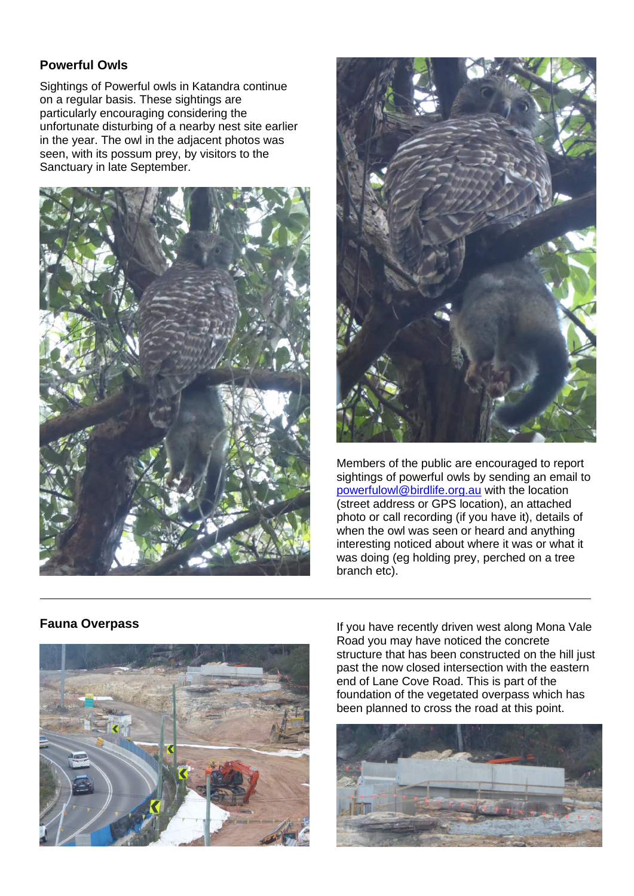## Powerful Owls

Sightings of Powerful owls in Katandra continue on a regular basis. These sightings are particularly encouraging considering the unfortunate disturbing of a nearby nest site earlier in the year. The owl in the adjacent photos was seen, with its possum prey, by visitors to the Sanctuary in late September.

Members of the public are encouraged to report sightings of powerful owls by sending an email to powerfulowl@birdlife.org.au with the location (street address or GPS location), an attached photo or call recording (if you have it), details of when the owl was seen or heard and anything interesting noticed about where it was or what it was doing (eg holding prey, perched on a tree branch etc).

---

## Fauna Overpass

If you have recently driven west along Mona Vale Road you may have noticed the concrete structure that has been constructed on the hill just past the now closed intersection with the eastern end of Lane Cove Road. This is part of the foundation of the vegetated overpass which has been planned to cross the road at this point.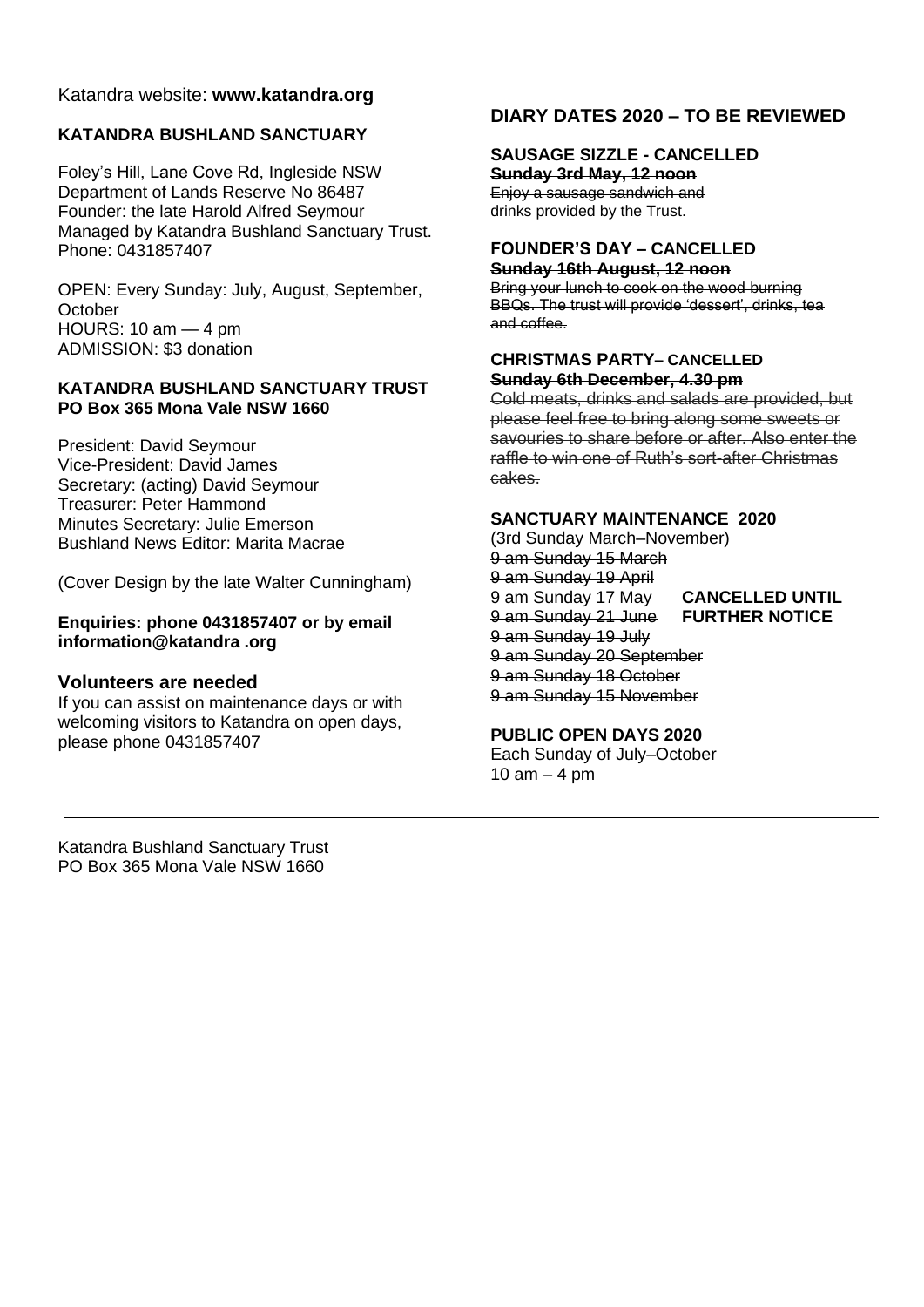Katandra website: **www.katandra.org**

**KATANDRA BUSHLAND SANCTUARY**

Foley's Hill, Lane Cove Rd, Ingleside NSW
Department of Lands Reserve No 86487
Founder: the late Harold Alfred Seymour
Managed by Katandra Bushland Sanctuary Trust.
Phone: 0431857407

OPEN: Every Sunday: July, August, September, October
HOURS: 10 am — 4 pm
ADMISSION: $3 donation

**KATANDRA BUSHLAND SANCTUARY TRUST**
**PO Box 365 Mona Vale NSW 1660**

President: David Seymour
Vice-President: David James
Secretary: (acting) David Seymour
Treasurer: Peter Hammond
Minutes Secretary: Julie Emerson
Bushland News Editor: Marita Macrae

(Cover Design by the late Walter Cunningham)

**Enquiries: phone 0431857407 or by email information@katandra .org**

## Volunteers are needed

If you can assist on maintenance days or with welcoming visitors to Katandra on open days, please phone 0431857407

## DIARY DATES 2020 – TO BE REVIEWED

**SAUSAGE SIZZLE - CANCELLED**
~~**Sunday 3rd May, 12 noon**~~
~~Enjoy a sausage sandwich and drinks provided by the Trust.~~

**FOUNDER'S DAY – CANCELLED**
~~**Sunday 16th August, 12 noon**~~
~~Bring your lunch to cook on the wood burning BBQs. The trust will provide 'dessert', drinks, tea and coffee.~~

**CHRISTMAS PARTY– CANCELLED**
~~**Sunday 6th December, 4.30 pm**~~
~~Cold meats, drinks and salads are provided, but please feel free to bring along some sweets or savouries to share before or after. Also enter the raffle to win one of Ruth's sort-after Christmas cakes.~~

**SANCTUARY MAINTENANCE 2020**
(3rd Sunday March–November)
~~9 am Sunday 15 March~~
~~9 am Sunday 19 April~~
~~9 am Sunday 17 May~~ **CANCELLED UNTIL**
~~9 am Sunday 21 June~~ **FURTHER NOTICE**
~~9 am Sunday 19 July~~
~~9 am Sunday 20 September~~
~~9 am Sunday 18 October~~
~~9 am Sunday 15 November~~

**PUBLIC OPEN DAYS 2020**
Each Sunday of July–October
10 am – 4 pm

---

Katandra Bushland Sanctuary Trust
PO Box 365 Mona Vale NSW 1660